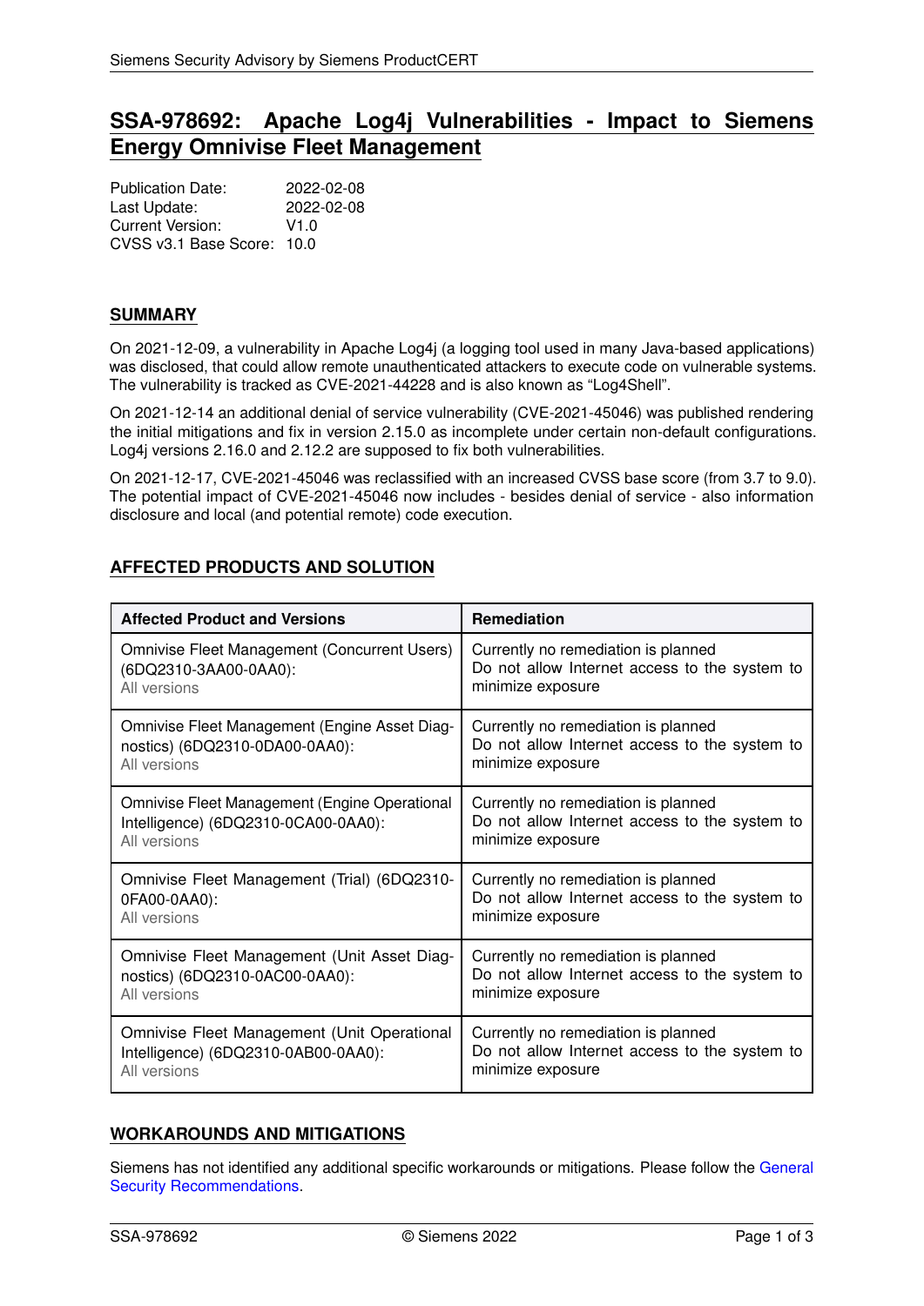# SSA-978692: Apache Log4j Vulnerabilities - Impact to Siemens Energy Omnivise Fleet Management

Publication Date: 2022-02-08
Last Update: 2022-02-08
Current Version: V1.0
CVSS v3.1 Base Score: 10.0

## SUMMARY

On 2021-12-09, a vulnerability in Apache Log4j (a logging tool used in many Java-based applications) was disclosed, that could allow remote unauthenticated attackers to execute code on vulnerable systems. The vulnerability is tracked as CVE-2021-44228 and is also known as “Log4Shell”.

On 2021-12-14 an additional denial of service vulnerability (CVE-2021-45046) was published rendering the initial mitigations and fix in version 2.15.0 as incomplete under certain non-default configurations. Log4j versions 2.16.0 and 2.12.2 are supposed to fix both vulnerabilities.

On 2021-12-17, CVE-2021-45046 was reclassified with an increased CVSS base score (from 3.7 to 9.0). The potential impact of CVE-2021-45046 now includes - besides denial of service - also information disclosure and local (and potential remote) code execution.

## AFFECTED PRODUCTS AND SOLUTION

| Affected Product and Versions | Remediation |
|---|---|
| Omnivise Fleet Management (Concurrent Users) (6DQ2310-3AA00-0AA0): All versions | Currently no remediation is planned<br>Do not allow Internet access to the system to minimize exposure |
| Omnivise Fleet Management (Engine Asset Diagnostics) (6DQ2310-0DA00-0AA0): All versions | Currently no remediation is planned<br>Do not allow Internet access to the system to minimize exposure |
| Omnivise Fleet Management (Engine Operational Intelligence) (6DQ2310-0CA00-0AA0): All versions | Currently no remediation is planned<br>Do not allow Internet access to the system to minimize exposure |
| Omnivise Fleet Management (Trial) (6DQ2310-0FA00-0AA0): All versions | Currently no remediation is planned<br>Do not allow Internet access to the system to minimize exposure |
| Omnivise Fleet Management (Unit Asset Diagnostics) (6DQ2310-0AC00-0AA0): All versions | Currently no remediation is planned<br>Do not allow Internet access to the system to minimize exposure |
| Omnivise Fleet Management (Unit Operational Intelligence) (6DQ2310-0AB00-0AA0): All versions | Currently no remediation is planned<br>Do not allow Internet access to the system to minimize exposure |

## WORKAROUNDS AND MITIGATIONS

Siemens has not identified any additional specific workarounds or mitigations. Please follow the General Security Recommendations.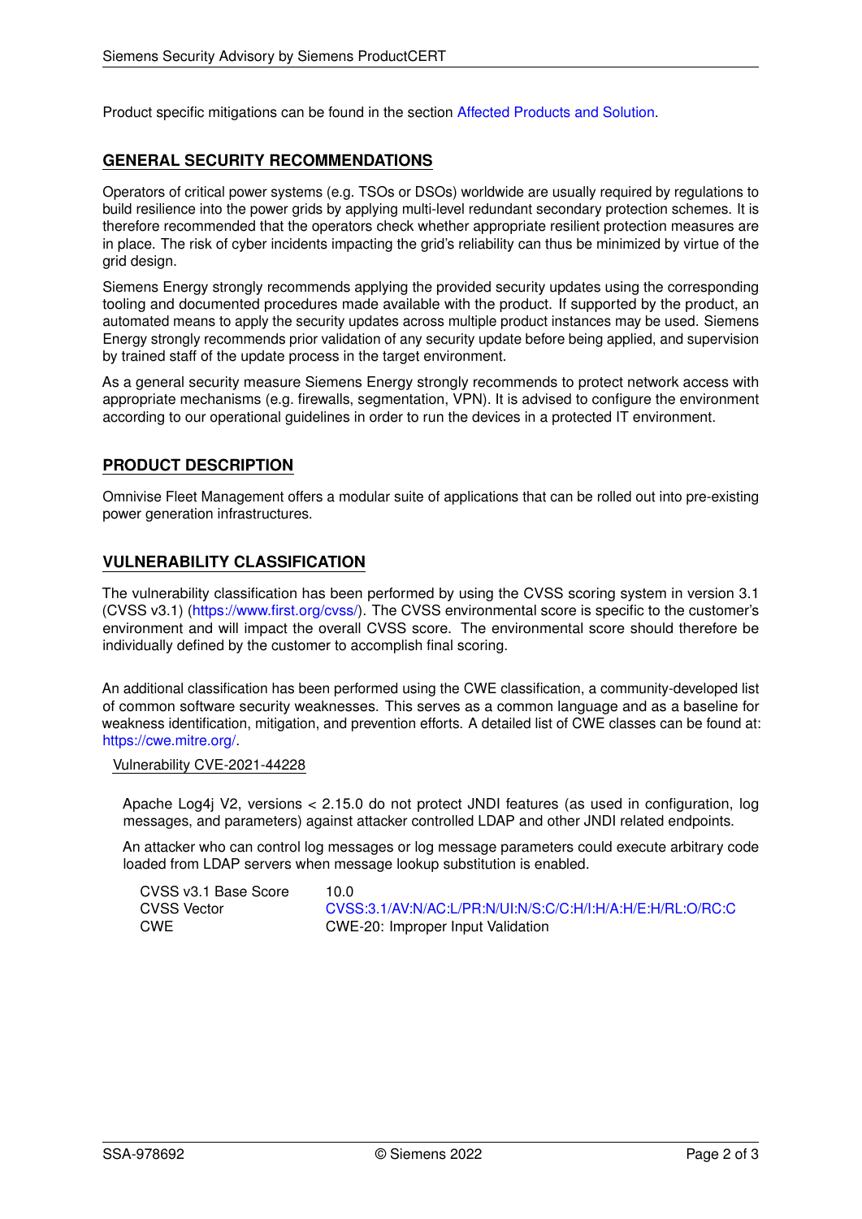Product specific mitigations can be found in the section Affected Products and Solution.

## GENERAL SECURITY RECOMMENDATIONS

Operators of critical power systems (e.g. TSOs or DSOs) worldwide are usually required by regulations to build resilience into the power grids by applying multi-level redundant secondary protection schemes. It is therefore recommended that the operators check whether appropriate resilient protection measures are in place. The risk of cyber incidents impacting the grid's reliability can thus be minimized by virtue of the grid design.

Siemens Energy strongly recommends applying the provided security updates using the corresponding tooling and documented procedures made available with the product. If supported by the product, an automated means to apply the security updates across multiple product instances may be used. Siemens Energy strongly recommends prior validation of any security update before being applied, and supervision by trained staff of the update process in the target environment.

As a general security measure Siemens Energy strongly recommends to protect network access with appropriate mechanisms (e.g. firewalls, segmentation, VPN). It is advised to configure the environment according to our operational guidelines in order to run the devices in a protected IT environment.

## PRODUCT DESCRIPTION

Omnivise Fleet Management offers a modular suite of applications that can be rolled out into pre-existing power generation infrastructures.

## VULNERABILITY CLASSIFICATION

The vulnerability classification has been performed by using the CVSS scoring system in version 3.1 (CVSS v3.1) (https://www.first.org/cvss/). The CVSS environmental score is specific to the customer's environment and will impact the overall CVSS score. The environmental score should therefore be individually defined by the customer to accomplish final scoring.

An additional classification has been performed using the CWE classification, a community-developed list of common software security weaknesses. This serves as a common language and as a baseline for weakness identification, mitigation, and prevention efforts. A detailed list of CWE classes can be found at: https://cwe.mitre.org/.

### Vulnerability CVE-2021-44228

Apache Log4j V2, versions < 2.15.0 do not protect JNDI features (as used in configuration, log messages, and parameters) against attacker controlled LDAP and other JNDI related endpoints.

An attacker who can control log messages or log message parameters could execute arbitrary code loaded from LDAP servers when message lookup substitution is enabled.

| | |
|---|---|
| CVSS v3.1 Base Score | 10.0 |
| CVSS Vector | CVSS:3.1/AV:N/AC:L/PR:N/UI:N/S:C/C:H/I:H/A:H/E:H/RL:O/RC:C |
| CWE | CWE-20: Improper Input Validation |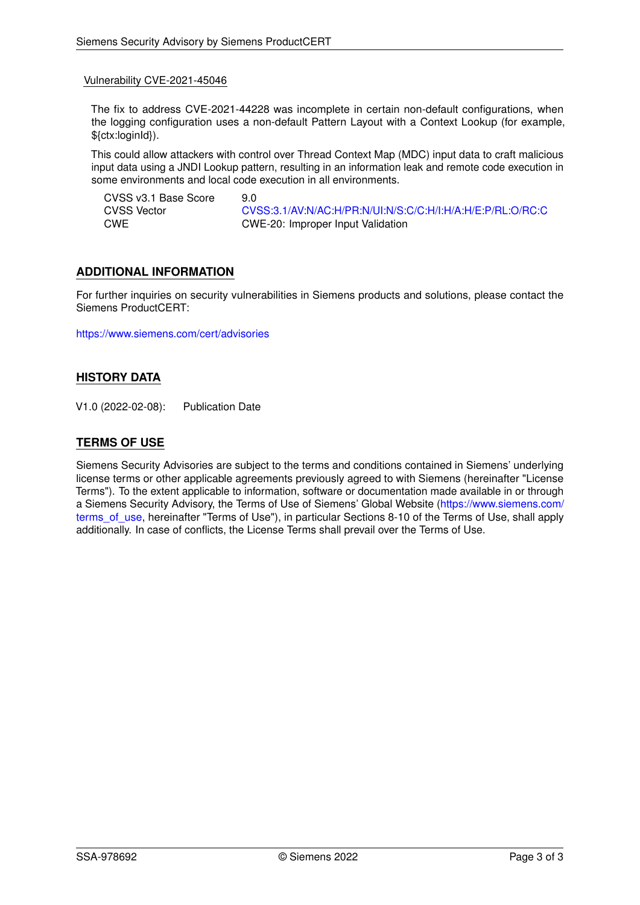Vulnerability CVE-2021-45046

The fix to address CVE-2021-44228 was incomplete in certain non-default configurations, when the logging configuration uses a non-default Pattern Layout with a Context Lookup (for example, ${ctx:loginId}).

This could allow attackers with control over Thread Context Map (MDC) input data to craft malicious input data using a JNDI Lookup pattern, resulting in an information leak and remote code execution in some environments and local code execution in all environments.

| | |
|---|---|
| CVSS v3.1 Base Score | 9.0 |
| CVSS Vector | CVSS:3.1/AV:N/AC:H/PR:N/UI:N/S:C/C:H/I:H/A:H/E:P/RL:O/RC:C |
| CWE | CWE-20: Improper Input Validation |

## ADDITIONAL INFORMATION

For further inquiries on security vulnerabilities in Siemens products and solutions, please contact the Siemens ProductCERT:

https://www.siemens.com/cert/advisories

## HISTORY DATA

V1.0 (2022-02-08): Publication Date

## TERMS OF USE

Siemens Security Advisories are subject to the terms and conditions contained in Siemens' underlying license terms or other applicable agreements previously agreed to with Siemens (hereinafter "License Terms"). To the extent applicable to information, software or documentation made available in or through a Siemens Security Advisory, the Terms of Use of Siemens' Global Website (https://www.siemens.com/terms_of_use, hereinafter "Terms of Use"), in particular Sections 8-10 of the Terms of Use, shall apply additionally. In case of conflicts, the License Terms shall prevail over the Terms of Use.